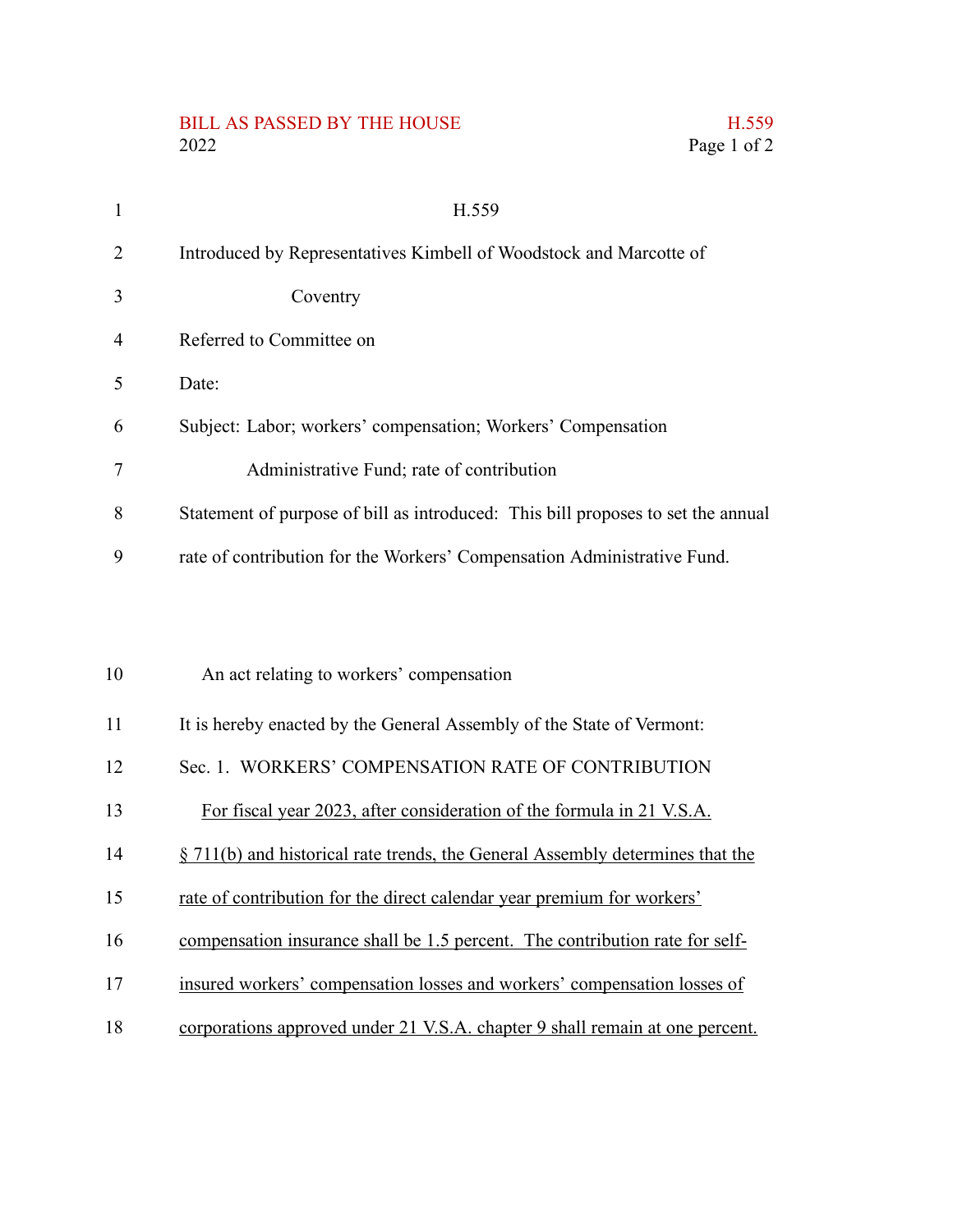BILL AS PASSED BY THE HOUSE H.559
2022

H.559

Introduced by Representatives Kimbell of Woodstock and Marcotte of Coventry

Referred to Committee on

Date:

Subject: Labor; workers' compensation; Workers' Compensation Administrative Fund; rate of contribution

Statement of purpose of bill as introduced: This bill proposes to set the annual rate of contribution for the Workers' Compensation Administrative Fund.

An act relating to workers' compensation

It is hereby enacted by the General Assembly of the State of Vermont:

Sec. 1. WORKERS' COMPENSATION RATE OF CONTRIBUTION

For fiscal year 2023, after consideration of the formula in 21 V.S.A. § 711(b) and historical rate trends, the General Assembly determines that the rate of contribution for the direct calendar year premium for workers' compensation insurance shall be 1.5 percent. The contribution rate for self-insured workers' compensation losses and workers' compensation losses of corporations approved under 21 V.S.A. chapter 9 shall remain at one percent.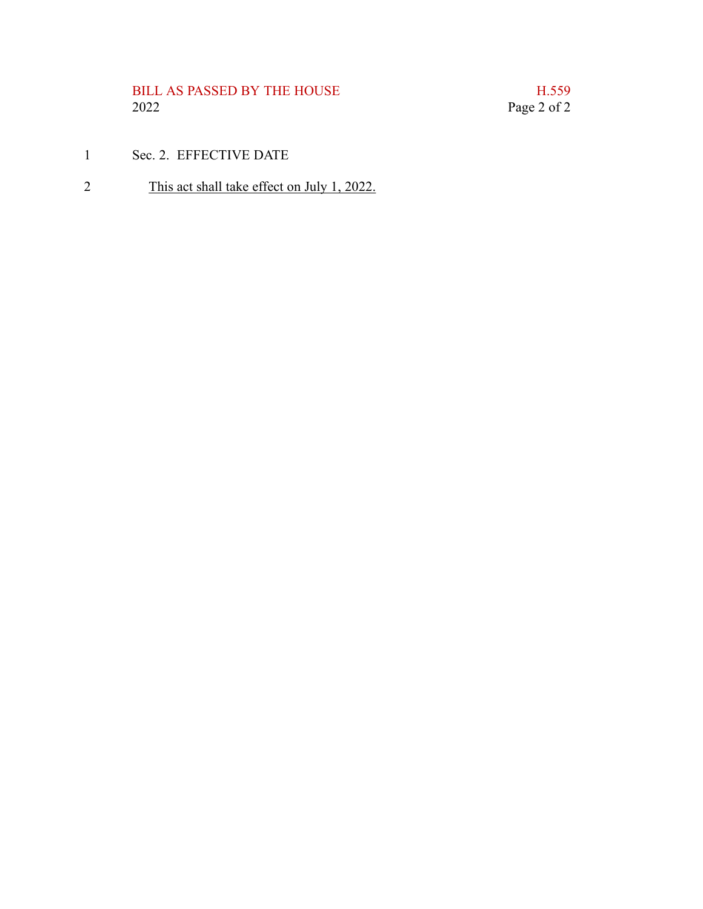Sec. 2. EFFECTIVE DATE

This act shall take effect on July 1, 2022.